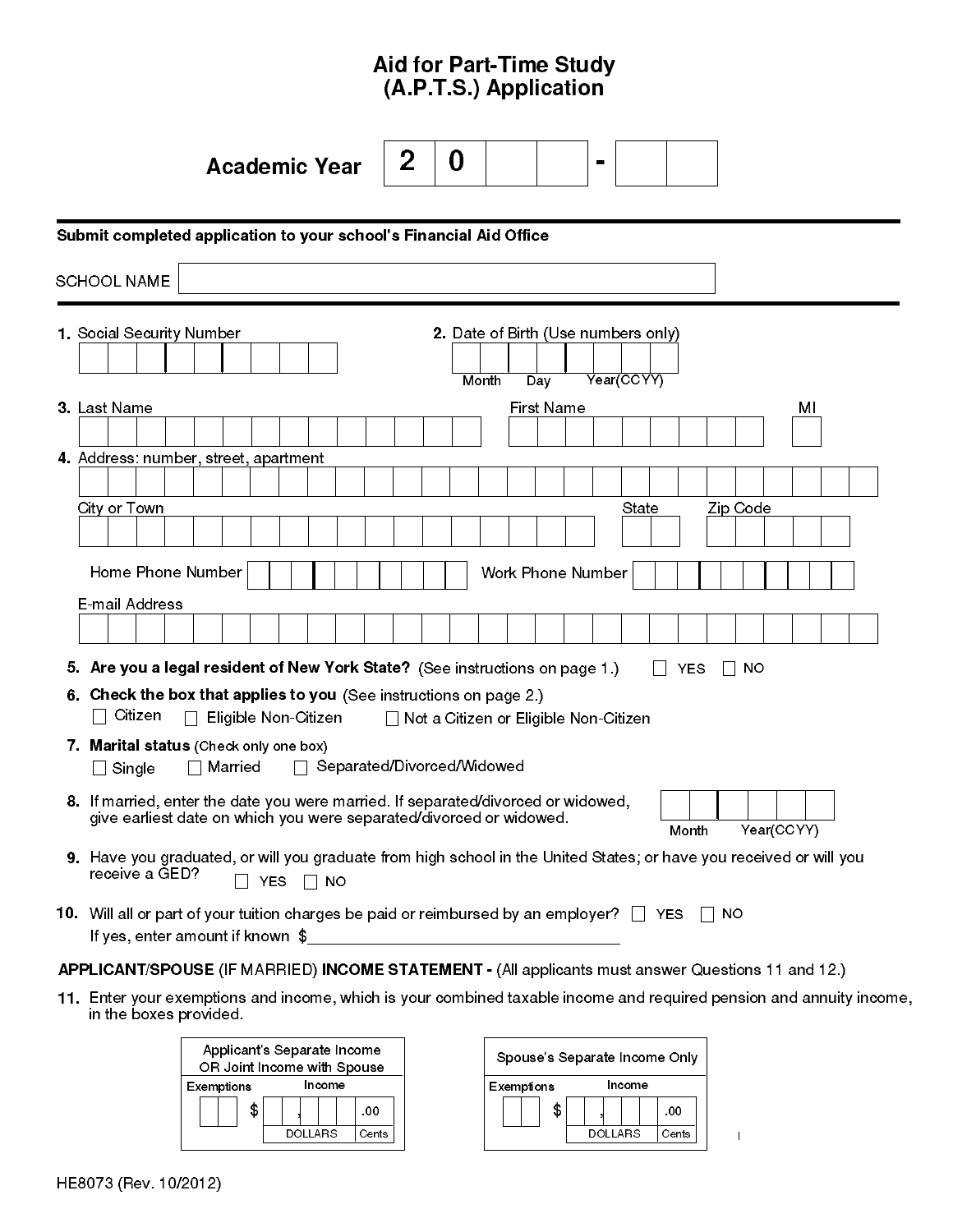# Aid for Part-Time Study (A.P.T.S.) Application

**Academic Year** 2 0 __ __ - __ __

---

**Submit completed application to your school's Financial Aid Office**

SCHOOL NAME ____________________

---

1. Social Security Number

2. Date of Birth (Use numbers only)
   Month Day Year(CCYY)

3. Last Name First Name MI

4. Address: number, street, apartment

   City or Town State Zip Code

   Home Phone Number Work Phone Number

   E-mail Address

5. **Are you a legal resident of New York State?** (See instructions on page 1.) ☐ YES ☐ NO

6. **Check the box that applies to you** (See instructions on page 2.)
   ☐ Citizen ☐ Eligible Non-Citizen ☐ Not a Citizen or Eligible Non-Citizen

7. **Marital status** (Check only one box)
   ☐ Single ☐ Married ☐ Separated/Divorced/Widowed

8. If married, enter the date you were married. If separated/divorced or widowed, give earliest date on which you were separated/divorced or widowed.
   Month Year(CCYY)

9. Have you graduated, or will you graduate from high school in the United States; or have you received or will you receive a GED? ☐ YES ☐ NO

10. Will all or part of your tuition charges be paid or reimbursed by an employer? ☐ YES ☐ NO
    If yes, enter amount if known $____________________

**APPLICANT/SPOUSE** (IF MARRIED) **INCOME STATEMENT -** (All applicants must answer Questions 11 and 12.)

11. Enter your exemptions and income, which is your combined taxable income and required pension and annuity income, in the boxes provided.

| Applicant's Separate Income OR Joint Income with Spouse | |
|---|---|
| Exemptions | Income |
| | $ __ , __ __ __ .00 (DOLLARS / Cents) |

| Spouse's Separate Income Only | |
|---|---|
| Exemptions | Income |
| | $ __ , __ __ __ .00 (DOLLARS / Cents) |

HE8073 (Rev. 10/2012)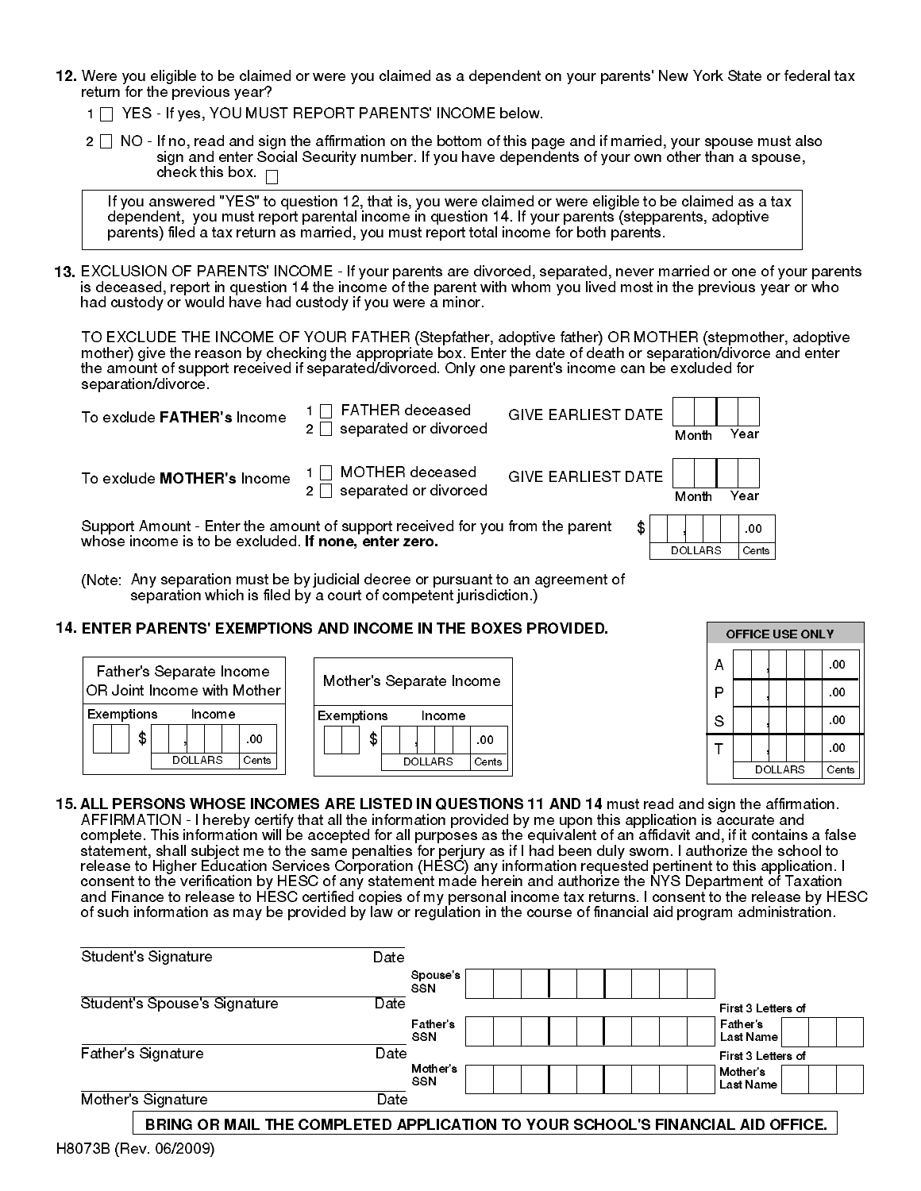**12.** Were you eligible to be claimed or were you claimed as a dependent on your parents' New York State or federal tax return for the previous year?

1 ☐ YES - If yes, YOU MUST REPORT PARENTS' INCOME below.

2 ☐ NO - If no, read and sign the affirmation on the bottom of this page and if married, your spouse must also sign and enter Social Security number. If you have dependents of your own other than a spouse, check this box. ☐

> If you answered "YES" to question 12, that is, you were claimed or were eligible to be claimed as a tax dependent, you must report parental income in question 14. If your parents (stepparents, adoptive parents) filed a tax return as married, you must report total income for both parents.

**13.** EXCLUSION OF PARENTS' INCOME - If your parents are divorced, separated, never married or one of your parents is deceased, report in question 14 the income of the parent with whom you lived most in the previous year or who had custody or would have had custody if you were a minor.

TO EXCLUDE THE INCOME OF YOUR FATHER (Stepfather, adoptive father) OR MOTHER (stepmother, adoptive mother) give the reason by checking the appropriate box. Enter the date of death or separation/divorce and enter the amount of support received if separated/divorced. Only one parent's income can be excluded for separation/divorce.

| | | |
|---|---|---|
| To exclude **FATHER's** Income | 1 ☐ FATHER deceased<br>2 ☐ separated or divorced | GIVE EARLIEST DATE ___ ___ Month ___ ___ Year |
| To exclude **MOTHER's** Income | 1 ☐ MOTHER deceased<br>2 ☐ separated or divorced | GIVE EARLIEST DATE ___ ___ Month ___ ___ Year |

Support Amount - Enter the amount of support received for you from the parent whose income is to be excluded. **If none, enter zero.** $ ___,___ .00 (DOLLARS / Cents)

(Note: Any separation must be by judicial decree or pursuant to an agreement of separation which is filed by a court of competent jurisdiction.)

**14. ENTER PARENTS' EXEMPTIONS AND INCOME IN THE BOXES PROVIDED.**

| Father's Separate Income OR Joint Income with Mother | | Mother's Separate Income | |
|---|---|---|---|
| Exemptions | Income | Exemptions | Income |
| ___ ___ | $ ___,___ .00 (DOLLARS / Cents) | ___ ___ | $ ___,___ .00 (DOLLARS / Cents) |

| OFFICE USE ONLY | |
|---|---|
| A | ___,___ .00 |
| P | ___,___ .00 |
| S | ___,___ .00 |
| T | ___,___ .00 |
| | DOLLARS / Cents |

**15. ALL PERSONS WHOSE INCOMES ARE LISTED IN QUESTIONS 11 AND 14** must read and sign the affirmation.
AFFIRMATION - I hereby certify that all the information provided by me upon this application is accurate and complete. This information will be accepted for all purposes as the equivalent of an affidavit and, if it contains a false statement, shall subject me to the same penalties for perjury as if I had been duly sworn. I authorize the school to release to Higher Education Services Corporation (HESC) any information requested pertinent to this application. I consent to the verification by HESC of any statement made herein and authorize the NYS Department of Taxation and Finance to release to HESC certified copies of my personal income tax returns. I consent to the release by HESC of such information as may be provided by law or regulation in the course of financial aid program administration.

| | | | |
|---|---|---|---|
| Student's Signature ______ Date | | | |
| Student's Spouse's Signature ______ Date | Spouse's SSN ___________ | | |
| Father's Signature ______ Date | Father's SSN ___________ | First 3 Letters of Father's Last Name ___ ___ ___ | |
| Mother's Signature ______ Date | Mother's SSN ___________ | First 3 Letters of Mother's Last Name ___ ___ ___ | |

**BRING OR MAIL THE COMPLETED APPLICATION TO YOUR SCHOOL'S FINANCIAL AID OFFICE.**

H8073B (Rev. 06/2009)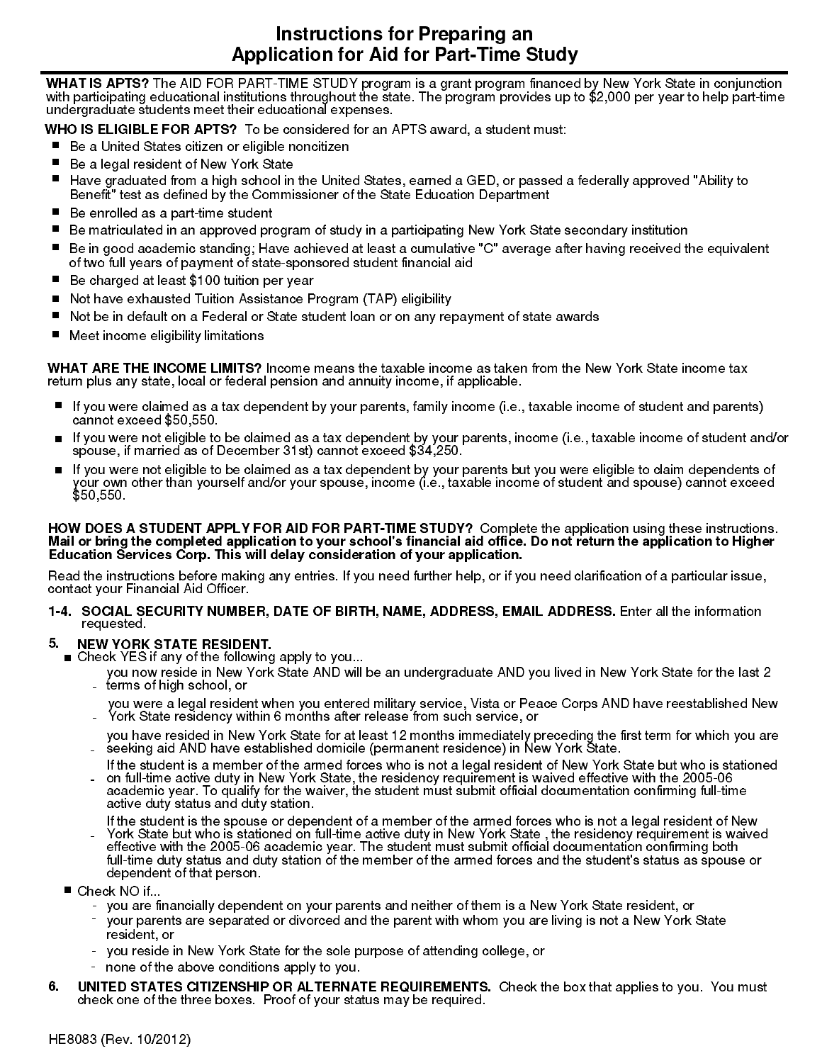# Instructions for Preparing an Application for Aid for Part-Time Study

**WHAT IS APTS?** The AID FOR PART-TIME STUDY program is a grant program financed by New York State in conjunction with participating educational institutions throughout the state. The program provides up to $2,000 per year to help part-time undergraduate students meet their educational expenses.

**WHO IS ELIGIBLE FOR APTS?** To be considered for an APTS award, a student must:

- Be a United States citizen or eligible noncitizen
- Be a legal resident of New York State
- Have graduated from a high school in the United States, earned a GED, or passed a federally approved "Ability to Benefit" test as defined by the Commissioner of the State Education Department
- Be enrolled as a part-time student
- Be matriculated in an approved program of study in a participating New York State secondary institution
- Be in good academic standing; Have achieved at least a cumulative "C" average after having received the equivalent of two full years of payment of state-sponsored student financial aid
- Be charged at least $100 tuition per year
- Not have exhausted Tuition Assistance Program (TAP) eligibility
- Not be in default on a Federal or State student loan or on any repayment of state awards
- Meet income eligibility limitations

**WHAT ARE THE INCOME LIMITS?** Income means the taxable income as taken from the New York State income tax return plus any state, local or federal pension and annuity income, if applicable.

- If you were claimed as a tax dependent by your parents, family income (i.e., taxable income of student and parents) cannot exceed $50,550.
- If you were not eligible to be claimed as a tax dependent by your parents, income (i.e., taxable income of student and/or spouse, if married as of December 31st) cannot exceed $34,250.
- If you were not eligible to be claimed as a tax dependent by your parents but you were eligible to claim dependents of your own other than yourself and/or your spouse, income (i.e., taxable income of student and spouse) cannot exceed $50,550.

**HOW DOES A STUDENT APPLY FOR AID FOR PART-TIME STUDY?** Complete the application using these instructions. **Mail or bring the completed application to your school's financial aid office. Do not return the application to Higher Education Services Corp. This will delay consideration of your application.**

Read the instructions before making any entries. If you need further help, or if you need clarification of a particular issue, contact your Financial Aid Officer.

**1-4. SOCIAL SECURITY NUMBER, DATE OF BIRTH, NAME, ADDRESS, EMAIL ADDRESS.** Enter all the information requested.

**5. NEW YORK STATE RESIDENT.**

- Check YES if any of the following apply to you...
  - you now reside in New York State AND will be an undergraduate AND you lived in New York State for the last 2 terms of high school, or
  - you were a legal resident when you entered military service, Vista or Peace Corps AND have reestablished New York State residency within 6 months after release from such service, or
  - you have resided in New York State for at least 12 months immediately preceding the first term for which you are seeking aid AND have established domicile (permanent residence) in New York State.
  - If the student is a member of the armed forces who is not a legal resident of New York State but who is stationed on full-time active duty in New York State, the residency requirement is waived effective with the 2005-06 academic year. To qualify for the waiver, the student must submit official documentation confirming full-time active duty status and duty station.
  - If the student is the spouse or dependent of a member of the armed forces who is not a legal resident of New York State but who is stationed on full-time active duty in New York State , the residency requirement is waived effective with the 2005-06 academic year. The student must submit official documentation confirming both full-time duty status and duty station of the member of the armed forces and the student's status as spouse or dependent of that person.
- Check NO if...
  - you are financially dependent on your parents and neither of them is a New York State resident, or
  - your parents are separated or divorced and the parent with whom you are living is not a New York State resident, or
  - you reside in New York State for the sole purpose of attending college, or
  - none of the above conditions apply to you.

**6. UNITED STATES CITIZENSHIP OR ALTERNATE REQUIREMENTS.** Check the box that applies to you. You must check one of the three boxes. Proof of your status may be required.

HE8083 (Rev. 10/2012)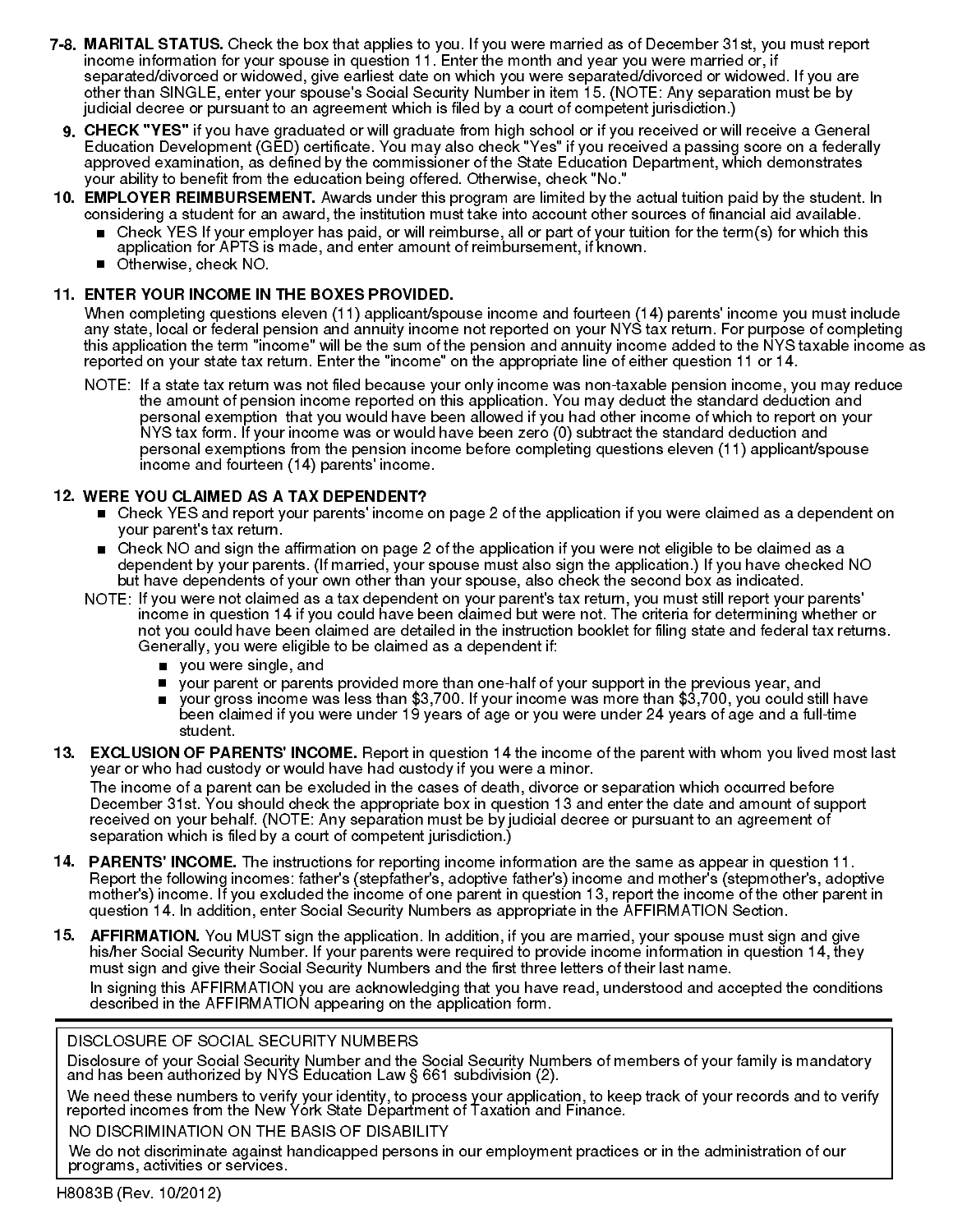**7-8. MARITAL STATUS.** Check the box that applies to you. If you were married as of December 31st, you must report income information for your spouse in question 11. Enter the month and year you were married or, if separated/divorced or widowed, give earliest date on which you were separated/divorced or widowed. If you are other than SINGLE, enter your spouse's Social Security Number in item 15. (NOTE: Any separation must be by judicial decree or pursuant to an agreement which is filed by a court of competent jurisdiction.)

**9. CHECK "YES"** if you have graduated or will graduate from high school or if you received or will receive a General Education Development (GED) certificate. You may also check "Yes" if you received a passing score on a federally approved examination, as defined by the commissioner of the State Education Department, which demonstrates your ability to benefit from the education being offered. Otherwise, check "No."

**10. EMPLOYER REIMBURSEMENT.** Awards under this program are limited by the actual tuition paid by the student. In considering a student for an award, the institution must take into account other sources of financial aid available.

- Check YES If your employer has paid, or will reimburse, all or part of your tuition for the term(s) for which this application for APTS is made, and enter amount of reimbursement, if known.
- Otherwise, check NO.

**11. ENTER YOUR INCOME IN THE BOXES PROVIDED.**

When completing questions eleven (11) applicant/spouse income and fourteen (14) parents' income you must include any state, local or federal pension and annuity income not reported on your NYS tax return. For purpose of completing this application the term "income" will be the sum of the pension and annuity income added to the NYS taxable income as reported on your state tax return. Enter the "income" on the appropriate line of either question 11 or 14.

NOTE: If a state tax return was not filed because your only income was non-taxable pension income, you may reduce the amount of pension income reported on this application. You may deduct the standard deduction and personal exemption that you would have been allowed if you had other income of which to report on your NYS tax form. If your income was or would have been zero (0) subtract the standard deduction and personal exemptions from the pension income before completing questions eleven (11) applicant/spouse income and fourteen (14) parents' income.

**12. WERE YOU CLAIMED AS A TAX DEPENDENT?**

- Check YES and report your parents' income on page 2 of the application if you were claimed as a dependent on your parent's tax return.
- Check NO and sign the affirmation on page 2 of the application if you were not eligible to be claimed as a dependent by your parents. (If married, your spouse must also sign the application.) If you have checked NO but have dependents of your own other than your spouse, also check the second box as indicated.

NOTE: If you were not claimed as a tax dependent on your parent's tax return, you must still report your parents' income in question 14 if you could have been claimed but were not. The criteria for determining whether or not you could have been claimed are detailed in the instruction booklet for filing state and federal tax returns. Generally, you were eligible to be claimed as a dependent if:

- you were single, and
- your parent or parents provided more than one-half of your support in the previous year, and
- your gross income was less than $3,700. If your income was more than $3,700, you could still have been claimed if you were under 19 years of age or you were under 24 years of age and a full-time student.

**13. EXCLUSION OF PARENTS' INCOME.** Report in question 14 the income of the parent with whom you lived most last year or who had custody or would have had custody if you were a minor.

The income of a parent can be excluded in the cases of death, divorce or separation which occurred before December 31st. You should check the appropriate box in question 13 and enter the date and amount of support received on your behalf. (NOTE: Any separation must be by judicial decree or pursuant to an agreement of separation which is filed by a court of competent jurisdiction.)

**14. PARENTS' INCOME.** The instructions for reporting income information are the same as appear in question 11. Report the following incomes: father's (stepfather's, adoptive father's) income and mother's (stepmother's, adoptive mother's) income. If you excluded the income of one parent in question 13, report the income of the other parent in question 14. In addition, enter Social Security Numbers as appropriate in the AFFIRMATION Section.

**15. AFFIRMATION.** You MUST sign the application. In addition, if you are married, your spouse must sign and give his/her Social Security Number. If your parents were required to provide income information in question 14, they must sign and give their Social Security Numbers and the first three letters of their last name.

In signing this AFFIRMATION you are acknowledging that you have read, understood and accepted the conditions described in the AFFIRMATION appearing on the application form.

---

DISCLOSURE OF SOCIAL SECURITY NUMBERS

Disclosure of your Social Security Number and the Social Security Numbers of members of your family is mandatory and has been authorized by NYS Education Law § 661 subdivision (2).

We need these numbers to verify your identity, to process your application, to keep track of your records and to verify reported incomes from the New York State Department of Taxation and Finance.

NO DISCRIMINATION ON THE BASIS OF DISABILITY

We do not discriminate against handicapped persons in our employment practices or in the administration of our programs, activities or services.

H8083B (Rev. 10/2012)